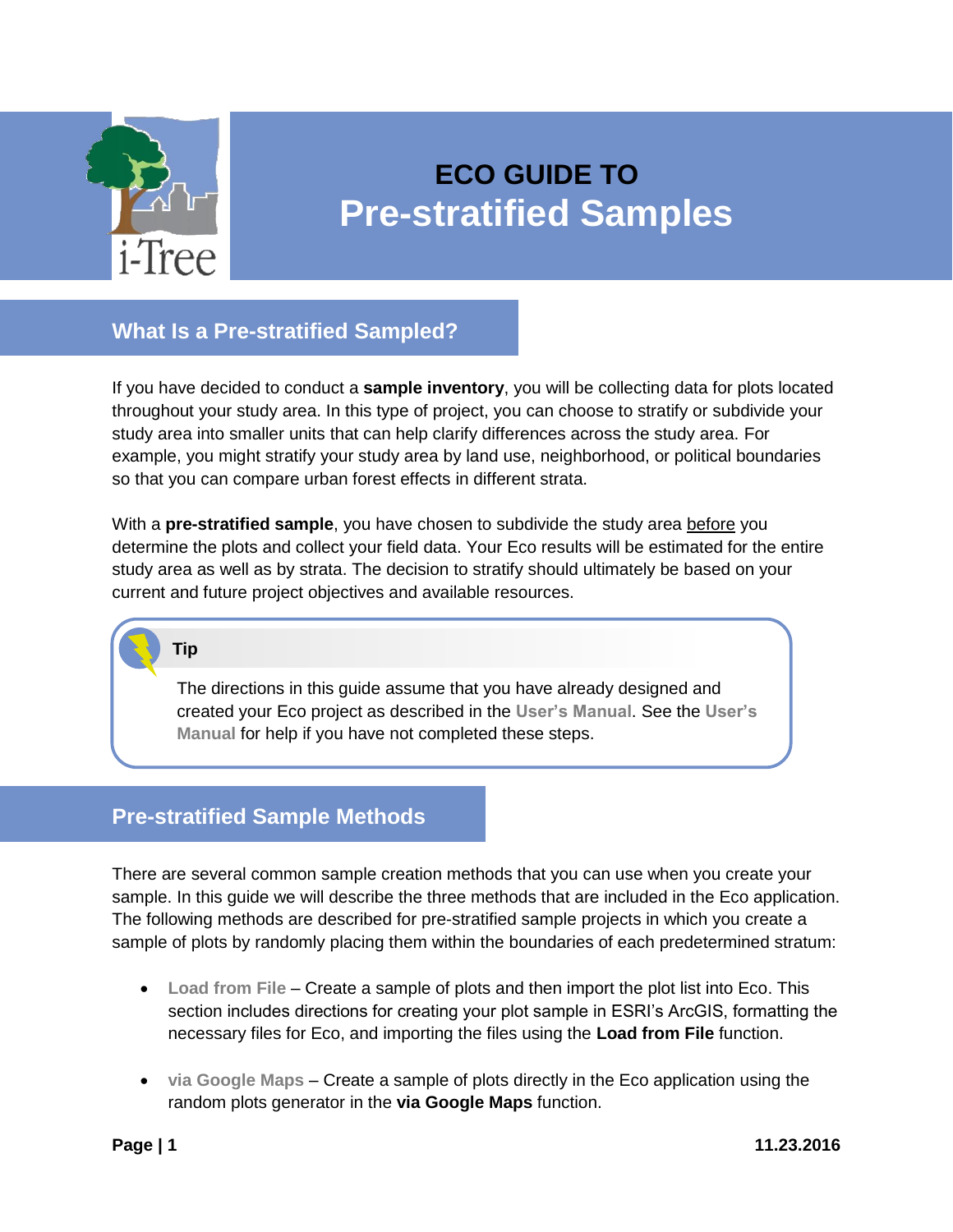# ECO GUIDE TO Pre-stratified Samples

## What Is a Pre-stratified Sampled?

If you have decided to conduct a **sample inventory**, you will be collecting data for plots located throughout your study area. In this type of project, you can choose to stratify or subdivide your study area into smaller units that can help clarify differences across the study area. For example, you might stratify your study area by land use, neighborhood, or political boundaries so that you can compare urban forest effects in different strata.

With a **pre-stratified sample**, you have chosen to subdivide the study area before you determine the plots and collect your field data. Your Eco results will be estimated for the entire study area as well as by strata. The decision to stratify should ultimately be based on your current and future project objectives and available resources.

> **Tip**
>
> The directions in this guide assume that you have already designed and created your Eco project as described in the **User's Manual**. See the **User's Manual** for help if you have not completed these steps.

## Pre-stratified Sample Methods

There are several common sample creation methods that you can use when you create your sample. In this guide we will describe the three methods that are included in the Eco application. The following methods are described for pre-stratified sample projects in which you create a sample of plots by randomly placing them within the boundaries of each predetermined stratum:

- **Load from File** – Create a sample of plots and then import the plot list into Eco. This section includes directions for creating your plot sample in ESRI's ArcGIS, formatting the necessary files for Eco, and importing the files using the **Load from File** function.

- **via Google Maps** – Create a sample of plots directly in the Eco application using the random plots generator in the **via Google Maps** function.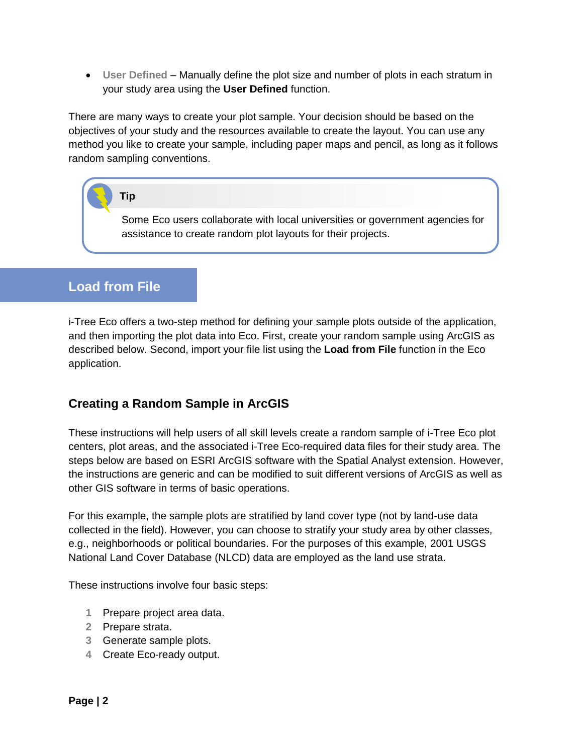- **User Defined** – Manually define the plot size and number of plots in each stratum in your study area using the **User Defined** function.

There are many ways to create your plot sample. Your decision should be based on the objectives of your study and the resources available to create the layout. You can use any method you like to create your sample, including paper maps and pencil, as long as it follows random sampling conventions.

> **Tip**
>
> Some Eco users collaborate with local universities or government agencies for assistance to create random plot layouts for their projects.

## Load from File

i-Tree Eco offers a two-step method for defining your sample plots outside of the application, and then importing the plot data into Eco. First, create your random sample using ArcGIS as described below. Second, import your file list using the **Load from File** function in the Eco application.

### Creating a Random Sample in ArcGIS

These instructions will help users of all skill levels create a random sample of i-Tree Eco plot centers, plot areas, and the associated i-Tree Eco-required data files for their study area. The steps below are based on ESRI ArcGIS software with the Spatial Analyst extension. However, the instructions are generic and can be modified to suit different versions of ArcGIS as well as other GIS software in terms of basic operations.

For this example, the sample plots are stratified by land cover type (not by land-use data collected in the field). However, you can choose to stratify your study area by other classes, e.g., neighborhoods or political boundaries. For the purposes of this example, 2001 USGS National Land Cover Database (NLCD) data are employed as the land use strata.

These instructions involve four basic steps:

1. Prepare project area data.
2. Prepare strata.
3. Generate sample plots.
4. Create Eco-ready output.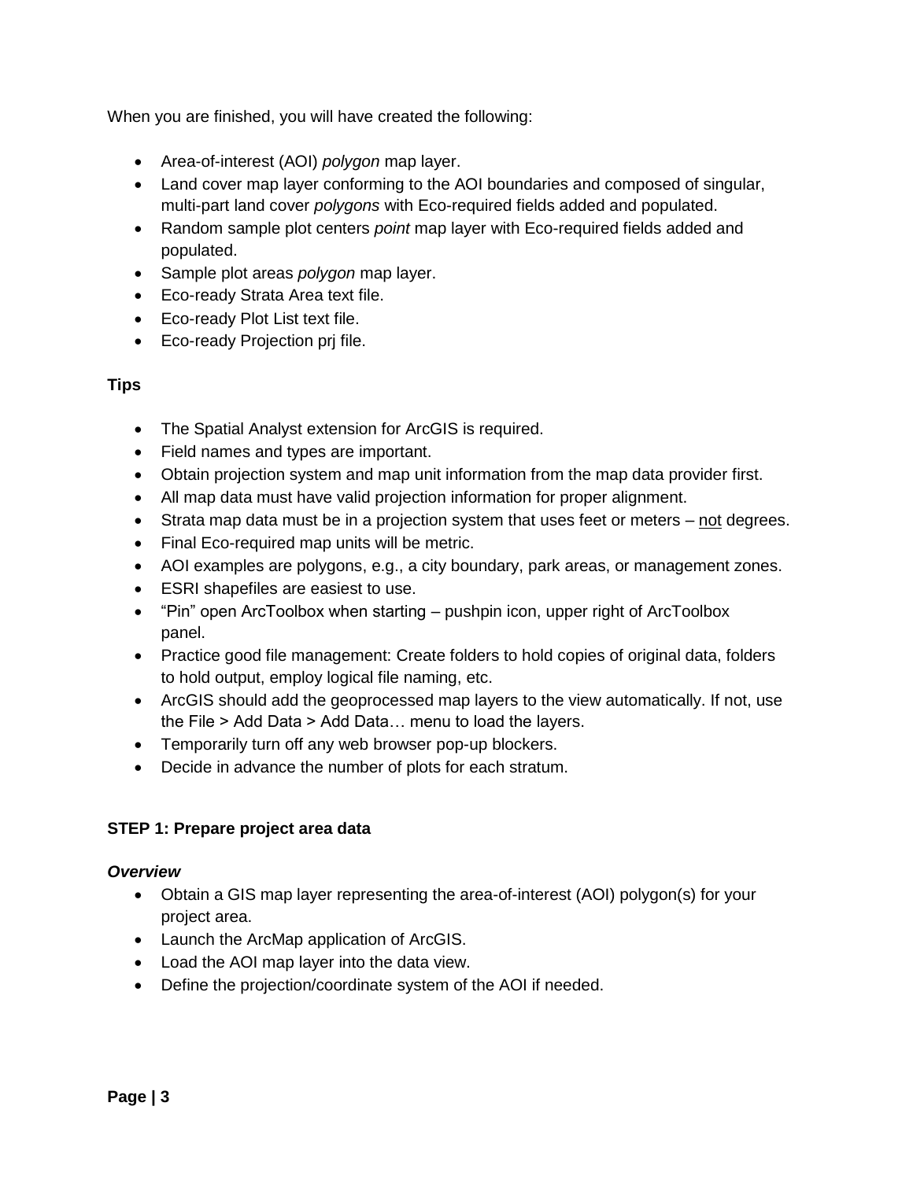When you are finished, you will have created the following:

- Area-of-interest (AOI) *polygon* map layer.
- Land cover map layer conforming to the AOI boundaries and composed of singular, multi-part land cover *polygons* with Eco-required fields added and populated.
- Random sample plot centers *point* map layer with Eco-required fields added and populated.
- Sample plot areas *polygon* map layer.
- Eco-ready Strata Area text file.
- Eco-ready Plot List text file.
- Eco-ready Projection prj file.

**Tips**

- The Spatial Analyst extension for ArcGIS is required.
- Field names and types are important.
- Obtain projection system and map unit information from the map data provider first.
- All map data must have valid projection information for proper alignment.
- Strata map data must be in a projection system that uses feet or meters – <u>not</u> degrees.
- Final Eco-required map units will be metric.
- AOI examples are polygons, e.g., a city boundary, park areas, or management zones.
- ESRI shapefiles are easiest to use.
- "Pin" open ArcToolbox when starting – pushpin icon, upper right of ArcToolbox panel.
- Practice good file management: Create folders to hold copies of original data, folders to hold output, employ logical file naming, etc.
- ArcGIS should add the geoprocessed map layers to the view automatically. If not, use the File > Add Data > Add Data… menu to load the layers.
- Temporarily turn off any web browser pop-up blockers.
- Decide in advance the number of plots for each stratum.

**STEP 1: Prepare project area data**

***Overview***

- Obtain a GIS map layer representing the area-of-interest (AOI) polygon(s) for your project area.
- Launch the ArcMap application of ArcGIS.
- Load the AOI map layer into the data view.
- Define the projection/coordinate system of the AOI if needed.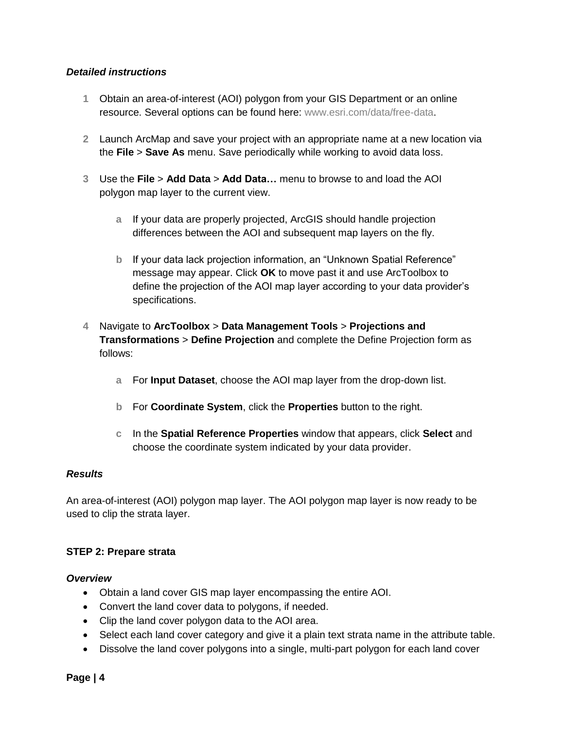***Detailed instructions***

1. Obtain an area-of-interest (AOI) polygon from your GIS Department or an online resource. Several options can be found here: www.esri.com/data/free-data.

2. Launch ArcMap and save your project with an appropriate name at a new location via the **File** > **Save As** menu. Save periodically while working to avoid data loss.

3. Use the **File** > **Add Data** > **Add Data…** menu to browse to and load the AOI polygon map layer to the current view.

   a. If your data are properly projected, ArcGIS should handle projection differences between the AOI and subsequent map layers on the fly.

   b. If your data lack projection information, an "Unknown Spatial Reference" message may appear. Click **OK** to move past it and use ArcToolbox to define the projection of the AOI map layer according to your data provider's specifications.

4. Navigate to **ArcToolbox** > **Data Management Tools** > **Projections and Transformations** > **Define Projection** and complete the Define Projection form as follows:

   a. For **Input Dataset**, choose the AOI map layer from the drop-down list.

   b. For **Coordinate System**, click the **Properties** button to the right.

   c. In the **Spatial Reference Properties** window that appears, click **Select** and choose the coordinate system indicated by your data provider.

***Results***

An area-of-interest (AOI) polygon map layer. The AOI polygon map layer is now ready to be used to clip the strata layer.

**STEP 2: Prepare strata**

***Overview***

- Obtain a land cover GIS map layer encompassing the entire AOI.
- Convert the land cover data to polygons, if needed.
- Clip the land cover polygon data to the AOI area.
- Select each land cover category and give it a plain text strata name in the attribute table.
- Dissolve the land cover polygons into a single, multi-part polygon for each land cover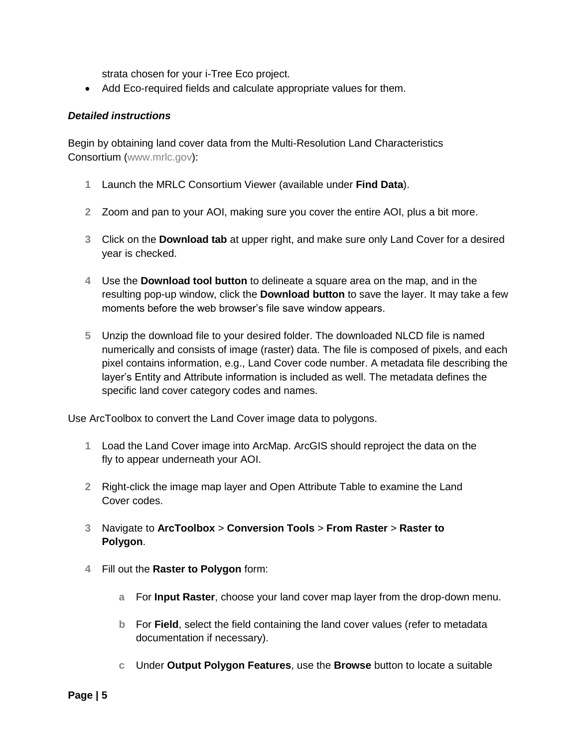strata chosen for your i-Tree Eco project.

- Add Eco-required fields and calculate appropriate values for them.

***Detailed instructions***

Begin by obtaining land cover data from the Multi-Resolution Land Characteristics Consortium (www.mrlc.gov):

1. Launch the MRLC Consortium Viewer (available under **Find Data**).
2. Zoom and pan to your AOI, making sure you cover the entire AOI, plus a bit more.
3. Click on the **Download tab** at upper right, and make sure only Land Cover for a desired year is checked.
4. Use the **Download tool button** to delineate a square area on the map, and in the resulting pop-up window, click the **Download button** to save the layer. It may take a few moments before the web browser's file save window appears.
5. Unzip the download file to your desired folder. The downloaded NLCD file is named numerically and consists of image (raster) data. The file is composed of pixels, and each pixel contains information, e.g., Land Cover code number. A metadata file describing the layer's Entity and Attribute information is included as well. The metadata defines the specific land cover category codes and names.

Use ArcToolbox to convert the Land Cover image data to polygons.

1. Load the Land Cover image into ArcMap. ArcGIS should reproject the data on the fly to appear underneath your AOI.
2. Right-click the image map layer and Open Attribute Table to examine the Land Cover codes.
3. Navigate to **ArcToolbox** > **Conversion Tools** > **From Raster** > **Raster to Polygon**.
4. Fill out the **Raster to Polygon** form:
   a. For **Input Raster**, choose your land cover map layer from the drop-down menu.
   b. For **Field**, select the field containing the land cover values (refer to metadata documentation if necessary).
   c. Under **Output Polygon Features**, use the **Browse** button to locate a suitable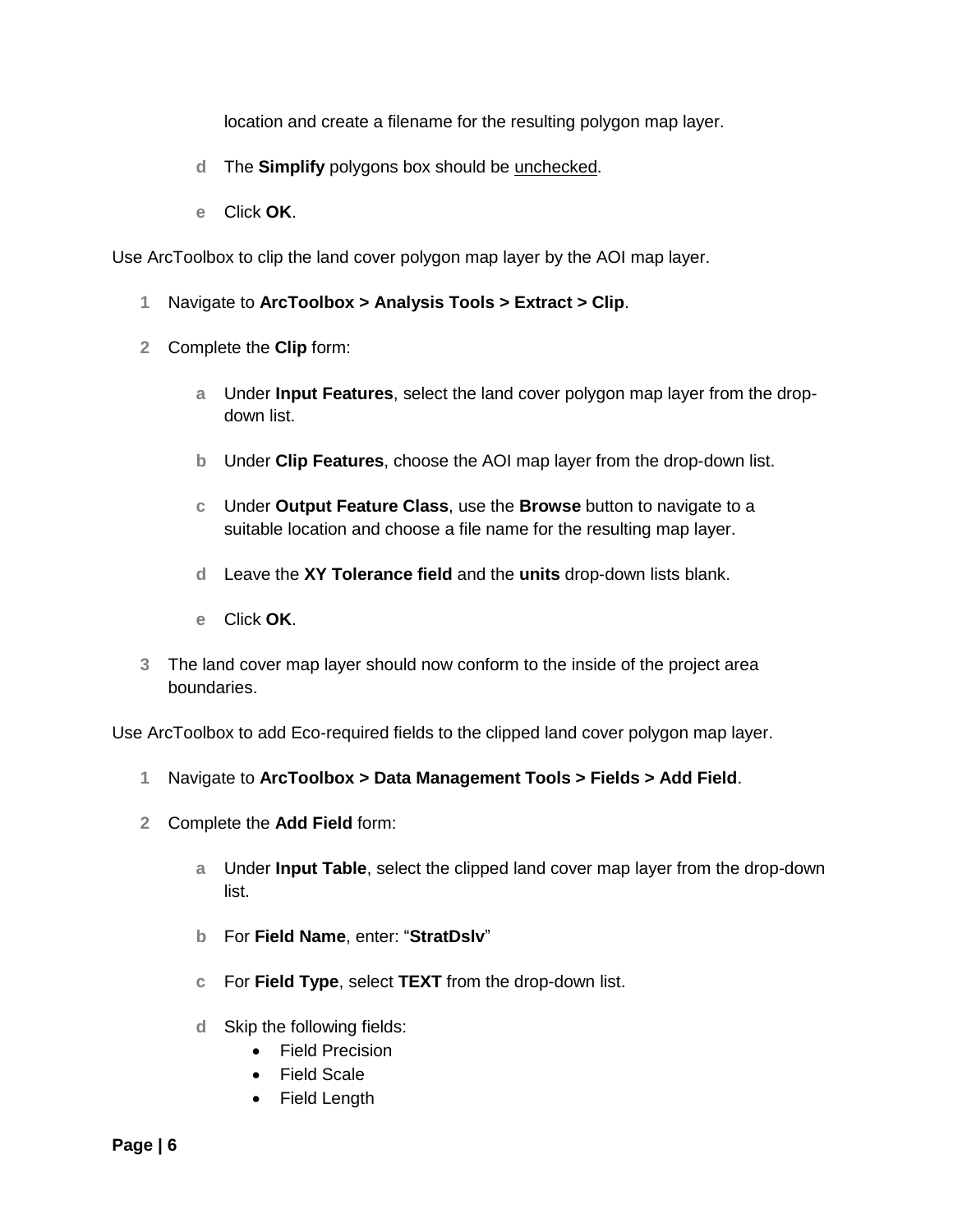location and create a filename for the resulting polygon map layer.

d. The **Simplify** polygons box should be unchecked.

e. Click **OK**.

Use ArcToolbox to clip the land cover polygon map layer by the AOI map layer.

1. Navigate to **ArcToolbox > Analysis Tools > Extract > Clip**.
2. Complete the **Clip** form:

   a. Under **Input Features**, select the land cover polygon map layer from the drop-down list.

   b. Under **Clip Features**, choose the AOI map layer from the drop-down list.

   c. Under **Output Feature Class**, use the **Browse** button to navigate to a suitable location and choose a file name for the resulting map layer.

   d. Leave the **XY Tolerance field** and the **units** drop-down lists blank.

   e. Click **OK**.

3. The land cover map layer should now conform to the inside of the project area boundaries.

Use ArcToolbox to add Eco-required fields to the clipped land cover polygon map layer.

1. Navigate to **ArcToolbox > Data Management Tools > Fields > Add Field**.
2. Complete the **Add Field** form:

   a. Under **Input Table**, select the clipped land cover map layer from the drop-down list.

   b. For **Field Name**, enter: "**StratDslv**"

   c. For **Field Type**, select **TEXT** from the drop-down list.

   d. Skip the following fields:
      - Field Precision
      - Field Scale
      - Field Length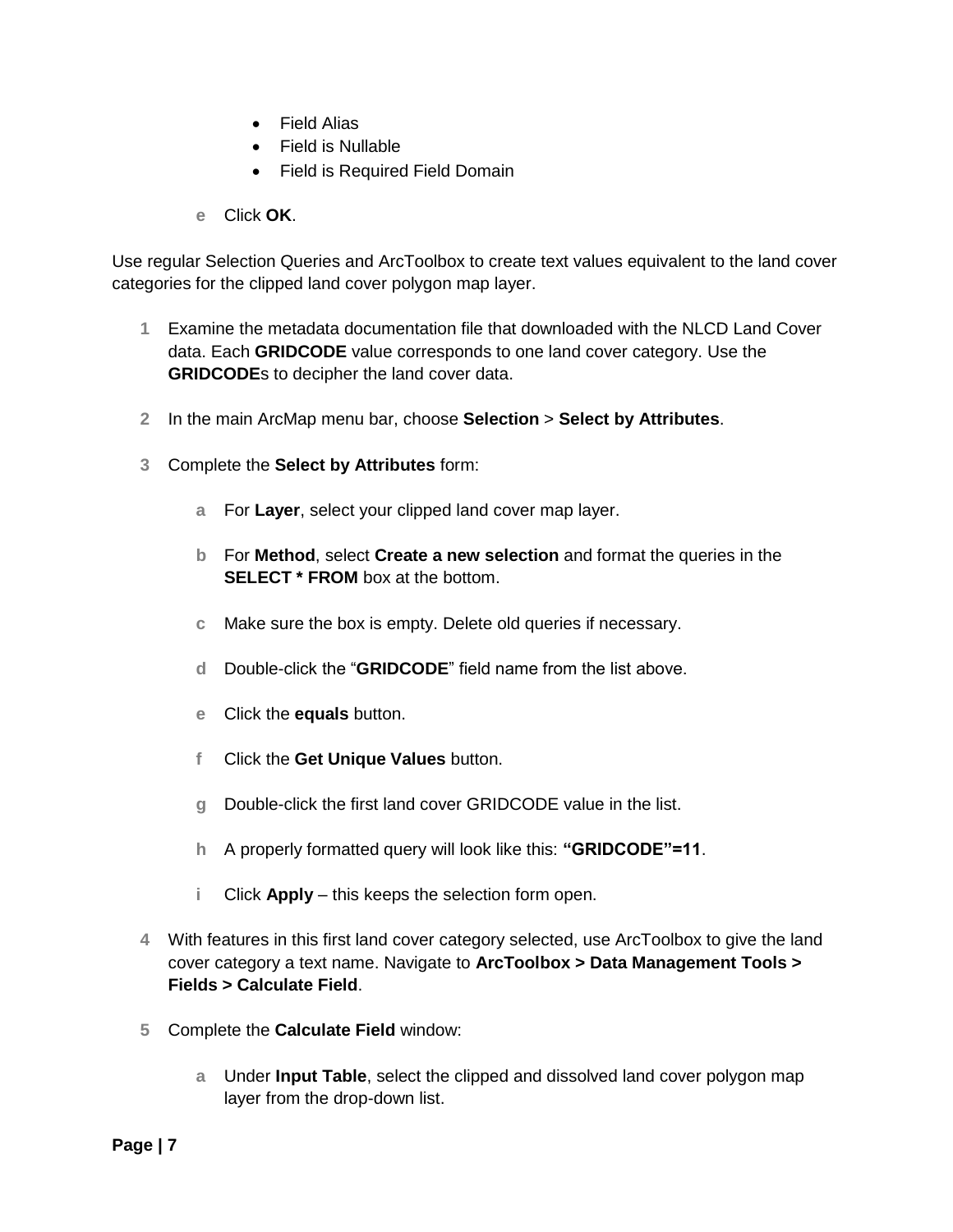- Field Alias
- Field is Nullable
- Field is Required Field Domain

e Click **OK**.

Use regular Selection Queries and ArcToolbox to create text values equivalent to the land cover categories for the clipped land cover polygon map layer.

1 Examine the metadata documentation file that downloaded with the NLCD Land Cover data. Each **GRIDCODE** value corresponds to one land cover category. Use the **GRIDCODE**s to decipher the land cover data.

2 In the main ArcMap menu bar, choose **Selection** > **Select by Attributes**.

3 Complete the **Select by Attributes** form:

a For **Layer**, select your clipped land cover map layer.

b For **Method**, select **Create a new selection** and format the queries in the **SELECT * FROM** box at the bottom.

c Make sure the box is empty. Delete old queries if necessary.

d Double-click the "**GRIDCODE**" field name from the list above.

e Click the **equals** button.

f Click the **Get Unique Values** button.

g Double-click the first land cover GRIDCODE value in the list.

h A properly formatted query will look like this: **"GRIDCODE"=11**.

i Click **Apply** – this keeps the selection form open.

4 With features in this first land cover category selected, use ArcToolbox to give the land cover category a text name. Navigate to **ArcToolbox > Data Management Tools > Fields > Calculate Field**.

5 Complete the **Calculate Field** window:

a Under **Input Table**, select the clipped and dissolved land cover polygon map layer from the drop-down list.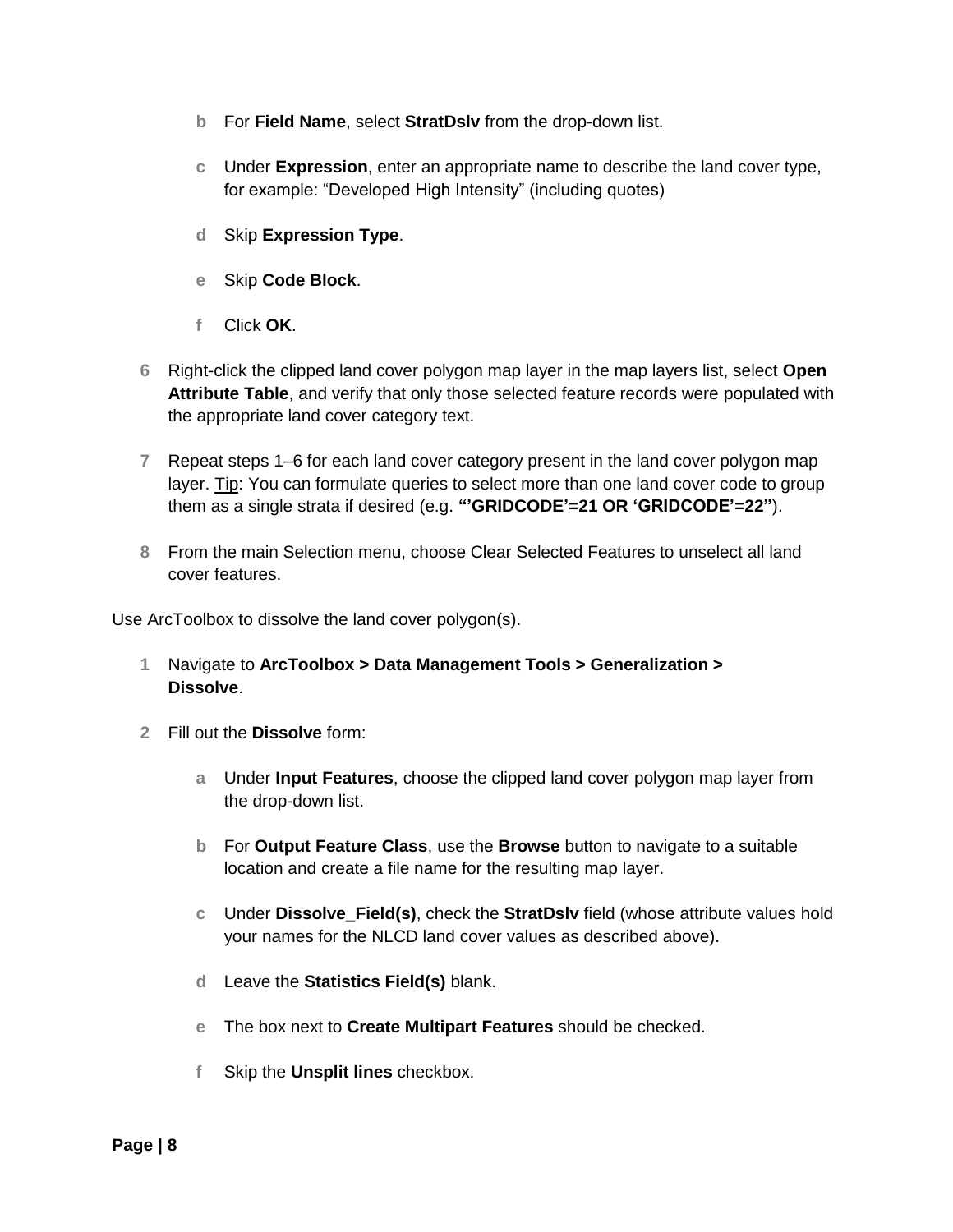b. For **Field Name**, select **StratDslv** from the drop-down list.

   c. Under **Expression**, enter an appropriate name to describe the land cover type, for example: "Developed High Intensity" (including quotes)

   d. Skip **Expression Type**.

   e. Skip **Code Block**.

   f. Click **OK**.

6. Right-click the clipped land cover polygon map layer in the map layers list, select **Open Attribute Table**, and verify that only those selected feature records were populated with the appropriate land cover category text.

7. Repeat steps 1–6 for each land cover category present in the land cover polygon map layer. Tip: You can formulate queries to select more than one land cover code to group them as a single strata if desired (e.g. **"'GRIDCODE'=21 OR 'GRIDCODE'=22"**).

8. From the main Selection menu, choose Clear Selected Features to unselect all land cover features.

Use ArcToolbox to dissolve the land cover polygon(s).

1. Navigate to **ArcToolbox > Data Management Tools > Generalization > Dissolve**.

2. Fill out the **Dissolve** form:

   a. Under **Input Features**, choose the clipped land cover polygon map layer from the drop-down list.

   b. For **Output Feature Class**, use the **Browse** button to navigate to a suitable location and create a file name for the resulting map layer.

   c. Under **Dissolve_Field(s)**, check the **StratDslv** field (whose attribute values hold your names for the NLCD land cover values as described above).

   d. Leave the **Statistics Field(s)** blank.

   e. The box next to **Create Multipart Features** should be checked.

   f. Skip the **Unsplit lines** checkbox.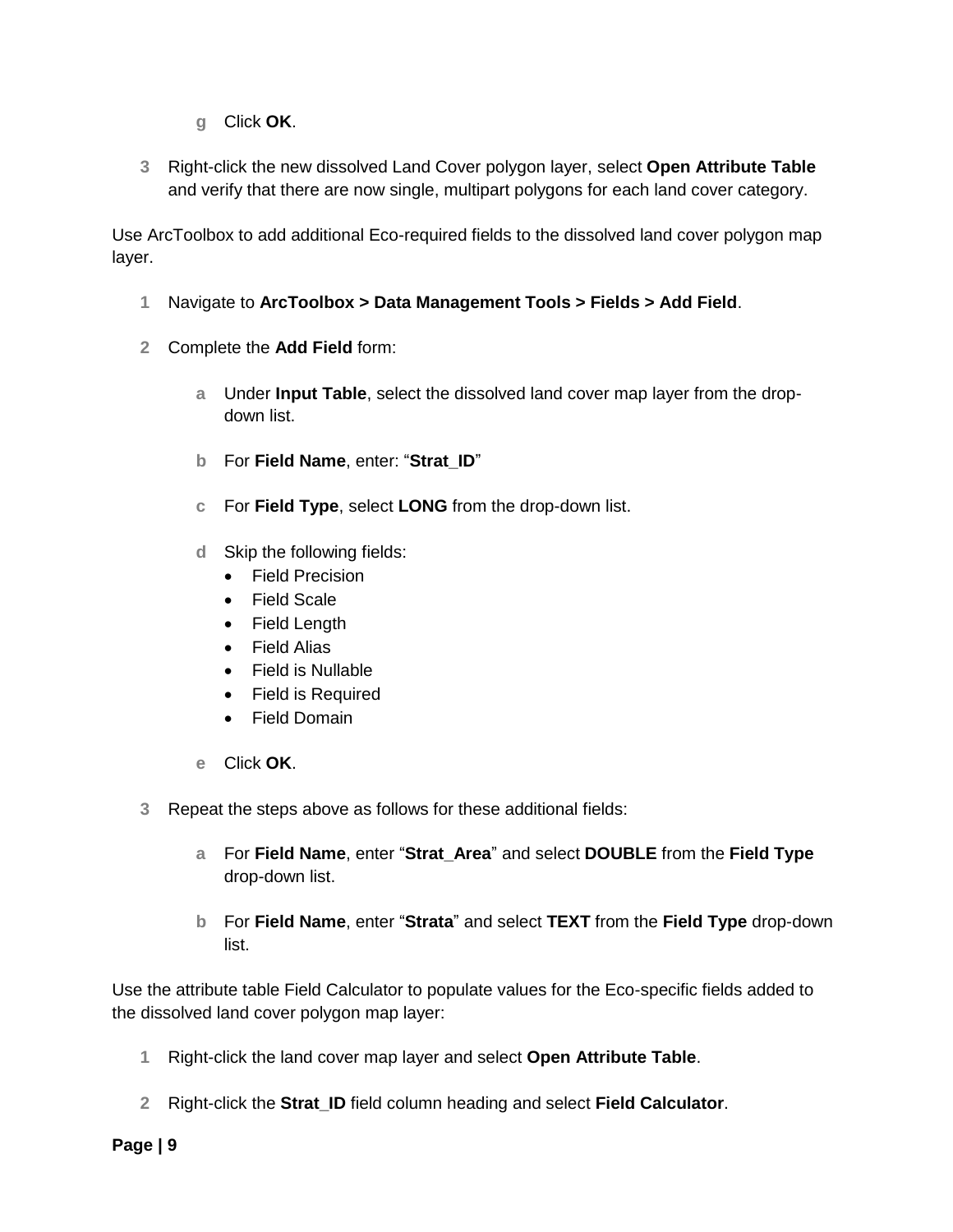g. Click **OK**.

3. Right-click the new dissolved Land Cover polygon layer, select **Open Attribute Table** and verify that there are now single, multipart polygons for each land cover category.

Use ArcToolbox to add additional Eco-required fields to the dissolved land cover polygon map layer.

1. Navigate to **ArcToolbox > Data Management Tools > Fields > Add Field**.

2. Complete the **Add Field** form:

   a. Under **Input Table**, select the dissolved land cover map layer from the drop-down list.

   b. For **Field Name**, enter: "**Strat_ID**"

   c. For **Field Type**, select **LONG** from the drop-down list.

   d. Skip the following fields:
      - Field Precision
      - Field Scale
      - Field Length
      - Field Alias
      - Field is Nullable
      - Field is Required
      - Field Domain

   e. Click **OK**.

3. Repeat the steps above as follows for these additional fields:

   a. For **Field Name**, enter "**Strat_Area**" and select **DOUBLE** from the **Field Type** drop-down list.

   b. For **Field Name**, enter "**Strata**" and select **TEXT** from the **Field Type** drop-down list.

Use the attribute table Field Calculator to populate values for the Eco-specific fields added to the dissolved land cover polygon map layer:

1. Right-click the land cover map layer and select **Open Attribute Table**.

2. Right-click the **Strat_ID** field column heading and select **Field Calculator**.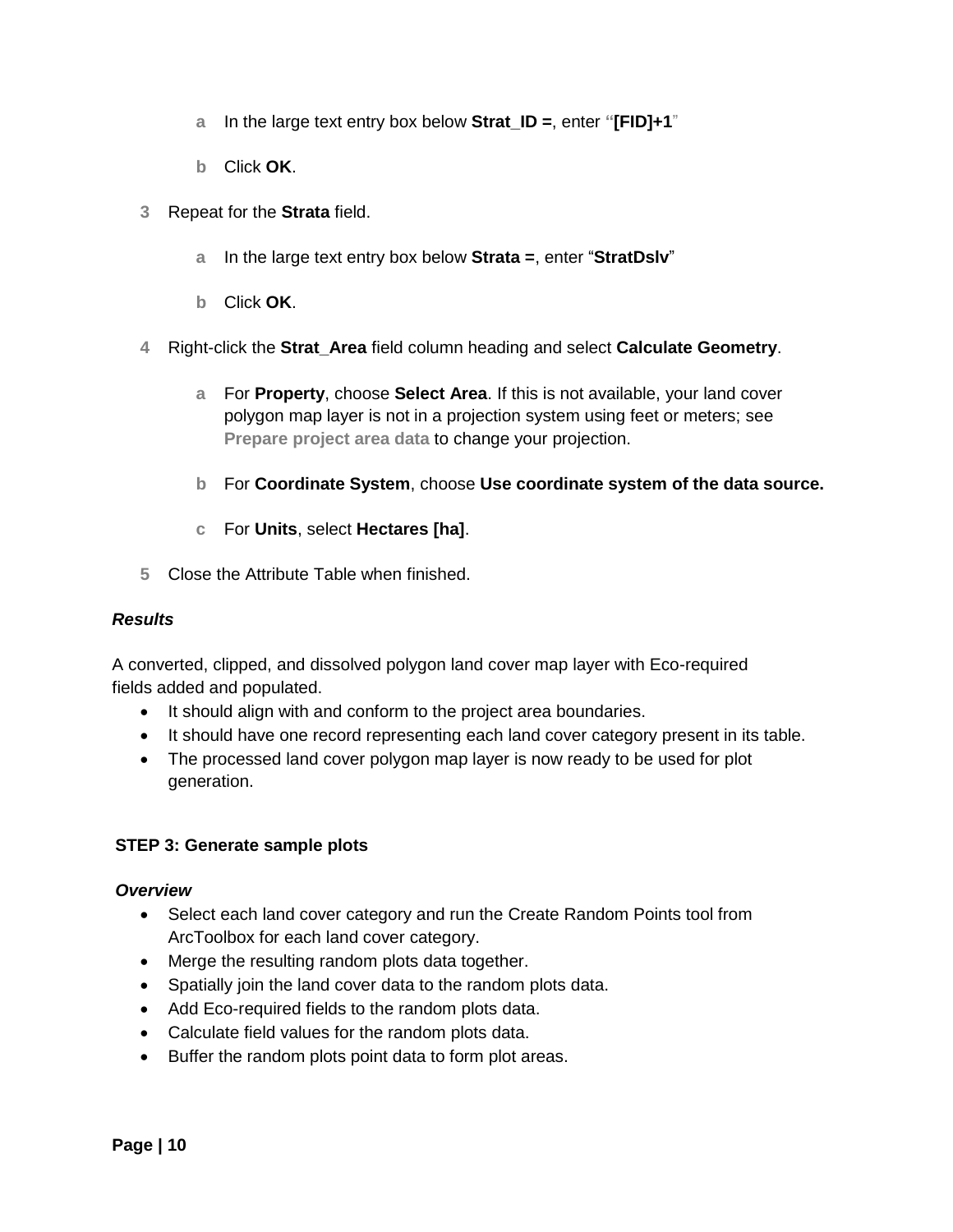a. In the large text entry box below **Strat_ID =**, enter "**[FID]+1**"

   b. Click **OK**.

3. Repeat for the **Strata** field.

   a. In the large text entry box below **Strata =**, enter "**StratDslv**"

   b. Click **OK**.

4. Right-click the **Strat_Area** field column heading and select **Calculate Geometry**.

   a. For **Property**, choose **Select Area**. If this is not available, your land cover polygon map layer is not in a projection system using feet or meters; see **Prepare project area data** to change your projection.

   b. For **Coordinate System**, choose **Use coordinate system of the data source.**

   c. For **Units**, select **Hectares [ha]**.

5. Close the Attribute Table when finished.

***Results***

A converted, clipped, and dissolved polygon land cover map layer with Eco-required fields added and populated.

- It should align with and conform to the project area boundaries.
- It should have one record representing each land cover category present in its table.
- The processed land cover polygon map layer is now ready to be used for plot generation.

**STEP 3: Generate sample plots**

***Overview***

- Select each land cover category and run the Create Random Points tool from ArcToolbox for each land cover category.
- Merge the resulting random plots data together.
- Spatially join the land cover data to the random plots data.
- Add Eco-required fields to the random plots data.
- Calculate field values for the random plots data.
- Buffer the random plots point data to form plot areas.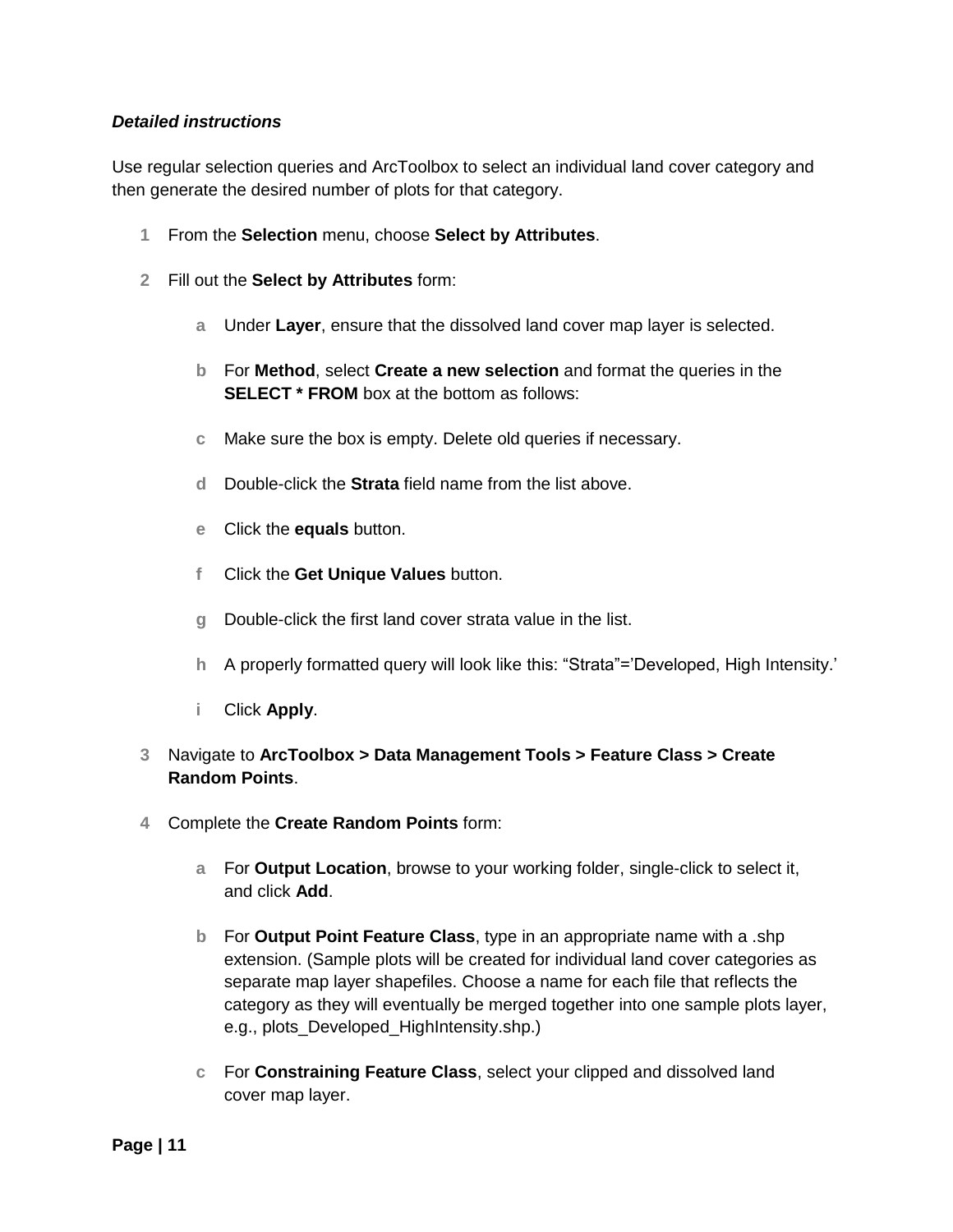***Detailed instructions***

Use regular selection queries and ArcToolbox to select an individual land cover category and then generate the desired number of plots for that category.

1. From the **Selection** menu, choose **Select by Attributes**.
2. Fill out the **Select by Attributes** form:
   - a. Under **Layer**, ensure that the dissolved land cover map layer is selected.
   - b. For **Method**, select **Create a new selection** and format the queries in the **SELECT * FROM** box at the bottom as follows:
   - c. Make sure the box is empty. Delete old queries if necessary.
   - d. Double-click the **Strata** field name from the list above.
   - e. Click the **equals** button.
   - f. Click the **Get Unique Values** button.
   - g. Double-click the first land cover strata value in the list.
   - h. A properly formatted query will look like this: “Strata”=’Developed, High Intensity.’
   - i. Click **Apply**.
3. Navigate to **ArcToolbox > Data Management Tools > Feature Class > Create Random Points**.
4. Complete the **Create Random Points** form:
   - a. For **Output Location**, browse to your working folder, single-click to select it, and click **Add**.
   - b. For **Output Point Feature Class**, type in an appropriate name with a .shp extension. (Sample plots will be created for individual land cover categories as separate map layer shapefiles. Choose a name for each file that reflects the category as they will eventually be merged together into one sample plots layer, e.g., plots_Developed_HighIntensity.shp.)
   - c. For **Constraining Feature Class**, select your clipped and dissolved land cover map layer.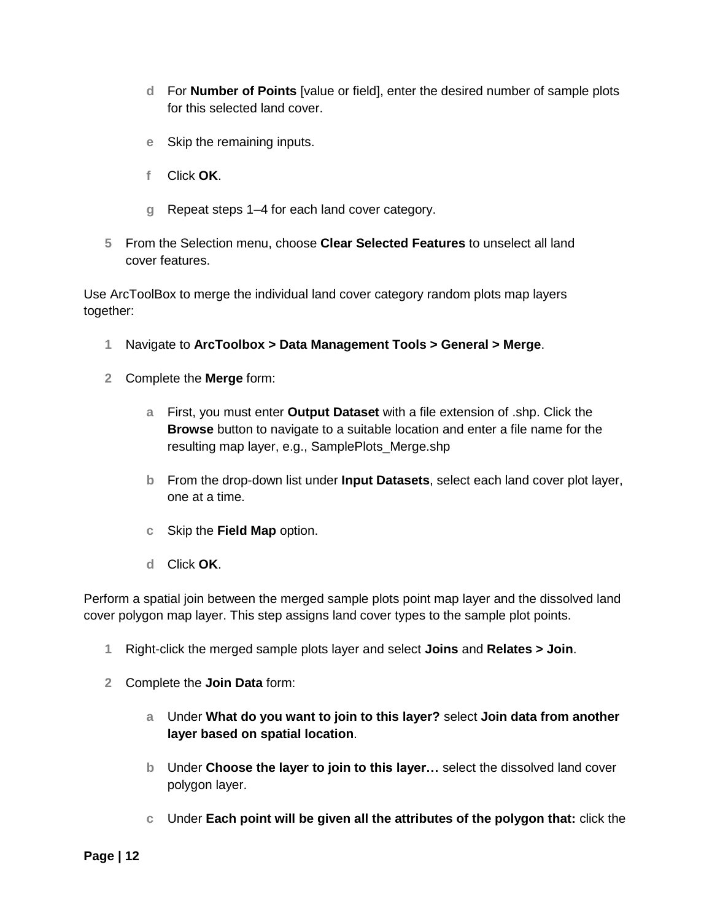d. For **Number of Points** [value or field], enter the desired number of sample plots for this selected land cover.

   e. Skip the remaining inputs.

   f. Click **OK**.

   g. Repeat steps 1–4 for each land cover category.

5. From the Selection menu, choose **Clear Selected Features** to unselect all land cover features.

Use ArcToolBox to merge the individual land cover category random plots map layers together:

1. Navigate to **ArcToolbox > Data Management Tools > General > Merge**.

2. Complete the **Merge** form:

   a. First, you must enter **Output Dataset** with a file extension of .shp. Click the **Browse** button to navigate to a suitable location and enter a file name for the resulting map layer, e.g., SamplePlots_Merge.shp

   b. From the drop-down list under **Input Datasets**, select each land cover plot layer, one at a time.

   c. Skip the **Field Map** option.

   d. Click **OK**.

Perform a spatial join between the merged sample plots point map layer and the dissolved land cover polygon map layer. This step assigns land cover types to the sample plot points.

1. Right-click the merged sample plots layer and select **Joins** and **Relates > Join**.

2. Complete the **Join Data** form:

   a. Under **What do you want to join to this layer?** select **Join data from another layer based on spatial location**.

   b. Under **Choose the layer to join to this layer…** select the dissolved land cover polygon layer.

   c. Under **Each point will be given all the attributes of the polygon that:** click the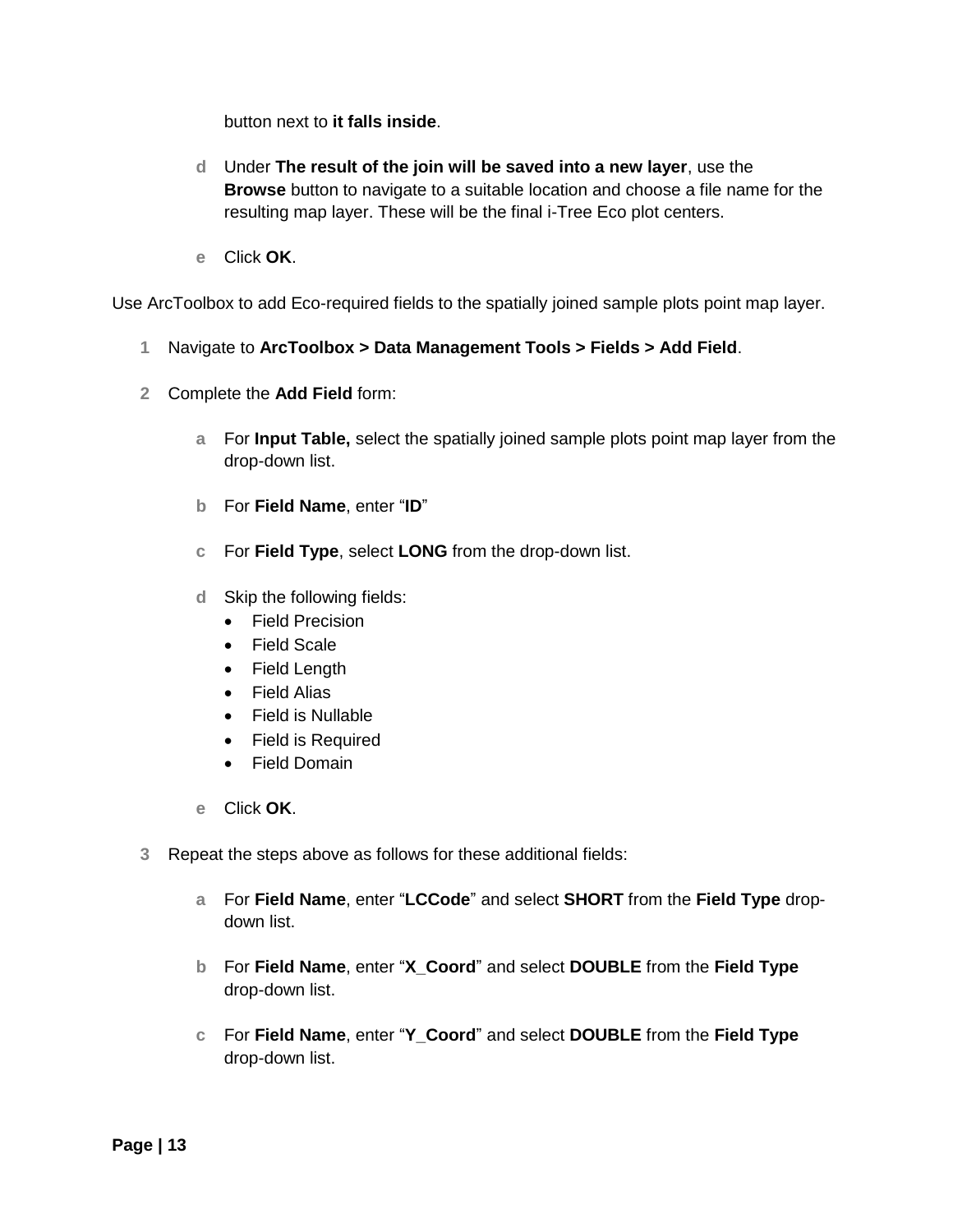button next to **it falls inside**.

d. Under **The result of the join will be saved into a new layer**, use the **Browse** button to navigate to a suitable location and choose a file name for the resulting map layer. These will be the final i-Tree Eco plot centers.

e. Click **OK**.

Use ArcToolbox to add Eco-required fields to the spatially joined sample plots point map layer.

1. Navigate to **ArcToolbox > Data Management Tools > Fields > Add Field**.

2. Complete the **Add Field** form:

   a. For **Input Table,** select the spatially joined sample plots point map layer from the drop-down list.

   b. For **Field Name**, enter "**ID**"

   c. For **Field Type**, select **LONG** from the drop-down list.

   d. Skip the following fields:
      - Field Precision
      - Field Scale
      - Field Length
      - Field Alias
      - Field is Nullable
      - Field is Required
      - Field Domain

   e. Click **OK**.

3. Repeat the steps above as follows for these additional fields:

   a. For **Field Name**, enter "**LCCode**" and select **SHORT** from the **Field Type** drop-down list.

   b. For **Field Name**, enter "**X_Coord**" and select **DOUBLE** from the **Field Type** drop-down list.

   c. For **Field Name**, enter "**Y_Coord**" and select **DOUBLE** from the **Field Type** drop-down list.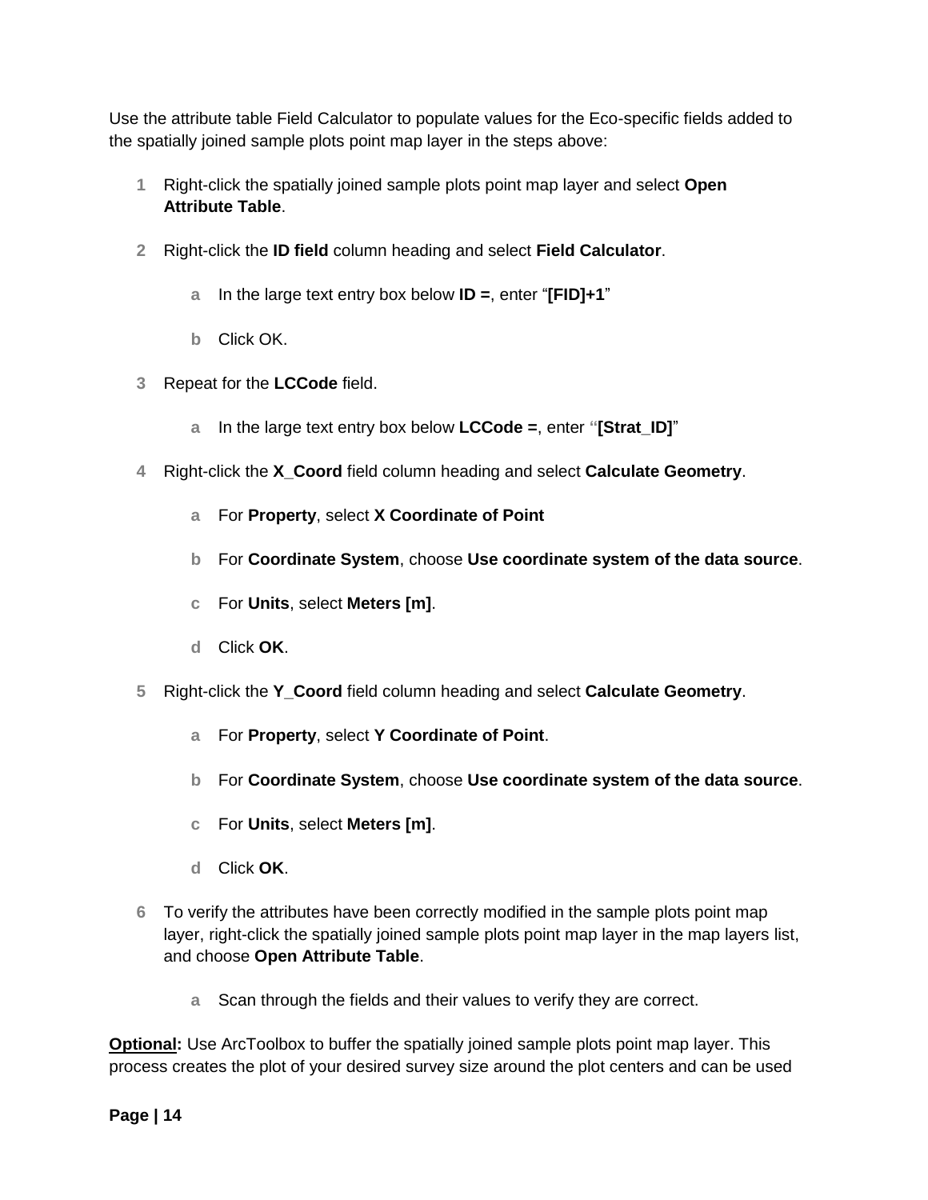Use the attribute table Field Calculator to populate values for the Eco-specific fields added to the spatially joined sample plots point map layer in the steps above:

1. Right-click the spatially joined sample plots point map layer and select **Open Attribute Table**.
2. Right-click the **ID field** column heading and select **Field Calculator**.
   a. In the large text entry box below **ID =**, enter “**[FID]+1**”
   b. Click OK.
3. Repeat for the **LCCode** field.
   a. In the large text entry box below **LCCode =**, enter “**[Strat_ID]**”
4. Right-click the **X_Coord** field column heading and select **Calculate Geometry**.
   a. For **Property**, select **X Coordinate of Point**
   b. For **Coordinate System**, choose **Use coordinate system of the data source**.
   c. For **Units**, select **Meters [m]**.
   d. Click **OK**.
5. Right-click the **Y_Coord** field column heading and select **Calculate Geometry**.
   a. For **Property**, select **Y Coordinate of Point**.
   b. For **Coordinate System**, choose **Use coordinate system of the data source**.
   c. For **Units**, select **Meters [m]**.
   d. Click **OK**.
6. To verify the attributes have been correctly modified in the sample plots point map layer, right-click the spatially joined sample plots point map layer in the map layers list, and choose **Open Attribute Table**.
   a. Scan through the fields and their values to verify they are correct.

**Optional:** Use ArcToolbox to buffer the spatially joined sample plots point map layer. This process creates the plot of your desired survey size around the plot centers and can be used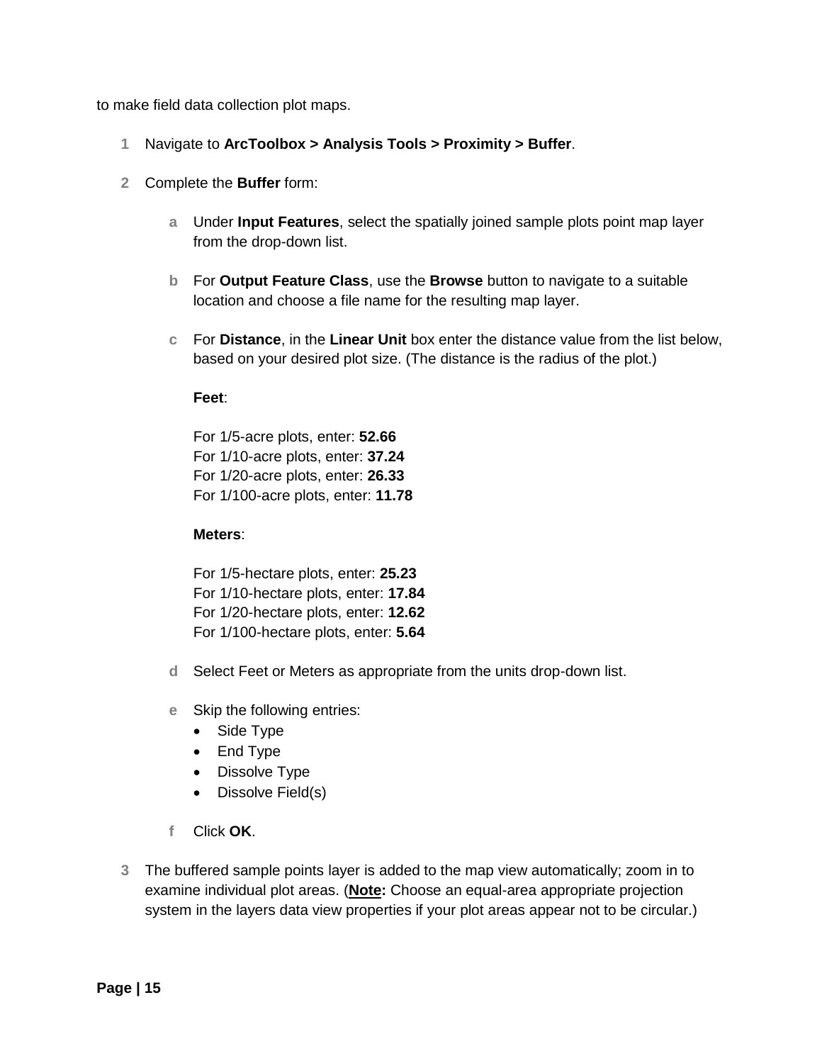to make field data collection plot maps.

1. Navigate to **ArcToolbox > Analysis Tools > Proximity > Buffer**.

2. Complete the **Buffer** form:

   a. Under **Input Features**, select the spatially joined sample plots point map layer from the drop-down list.

   b. For **Output Feature Class**, use the **Browse** button to navigate to a suitable location and choose a file name for the resulting map layer.

   c. For **Distance**, in the **Linear Unit** box enter the distance value from the list below, based on your desired plot size. (The distance is the radius of the plot.)

      **Feet**:

      For 1/5-acre plots, enter: **52.66**
      For 1/10-acre plots, enter: **37.24**
      For 1/20-acre plots, enter: **26.33**
      For 1/100-acre plots, enter: **11.78**

      **Meters**:

      For 1/5-hectare plots, enter: **25.23**
      For 1/10-hectare plots, enter: **17.84**
      For 1/20-hectare plots, enter: **12.62**
      For 1/100-hectare plots, enter: **5.64**

   d. Select Feet or Meters as appropriate from the units drop-down list.

   e. Skip the following entries:
      - Side Type
      - End Type
      - Dissolve Type
      - Dissolve Field(s)

   f. Click **OK**.

3. The buffered sample points layer is added to the map view automatically; zoom in to examine individual plot areas. (**Note:** Choose an equal-area appropriate projection system in the layers data view properties if your plot areas appear not to be circular.)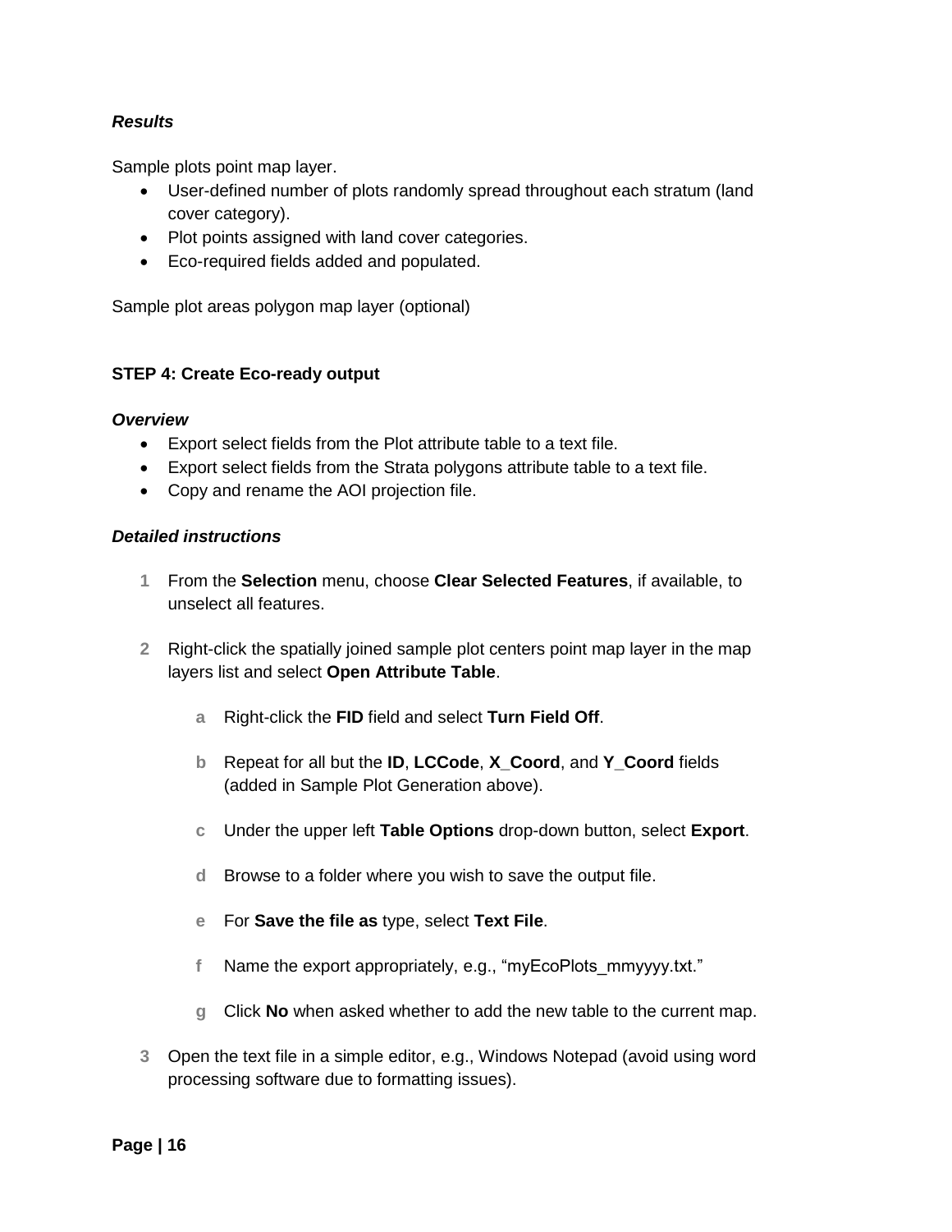***Results***

Sample plots point map layer.

- User-defined number of plots randomly spread throughout each stratum (land cover category).
- Plot points assigned with land cover categories.
- Eco-required fields added and populated.

Sample plot areas polygon map layer (optional)

**STEP 4: Create Eco-ready output**

***Overview***

- Export select fields from the Plot attribute table to a text file.
- Export select fields from the Strata polygons attribute table to a text file.
- Copy and rename the AOI projection file.

***Detailed instructions***

1. From the **Selection** menu, choose **Clear Selected Features**, if available, to unselect all features.

2. Right-click the spatially joined sample plot centers point map layer in the map layers list and select **Open Attribute Table**.

   a. Right-click the **FID** field and select **Turn Field Off**.

   b. Repeat for all but the **ID**, **LCCode**, **X_Coord**, and **Y_Coord** fields (added in Sample Plot Generation above).

   c. Under the upper left **Table Options** drop-down button, select **Export**.

   d. Browse to a folder where you wish to save the output file.

   e. For **Save the file as** type, select **Text File**.

   f. Name the export appropriately, e.g., “myEcoPlots_mmyyyy.txt.”

   g. Click **No** when asked whether to add the new table to the current map.

3. Open the text file in a simple editor, e.g., Windows Notepad (avoid using word processing software due to formatting issues).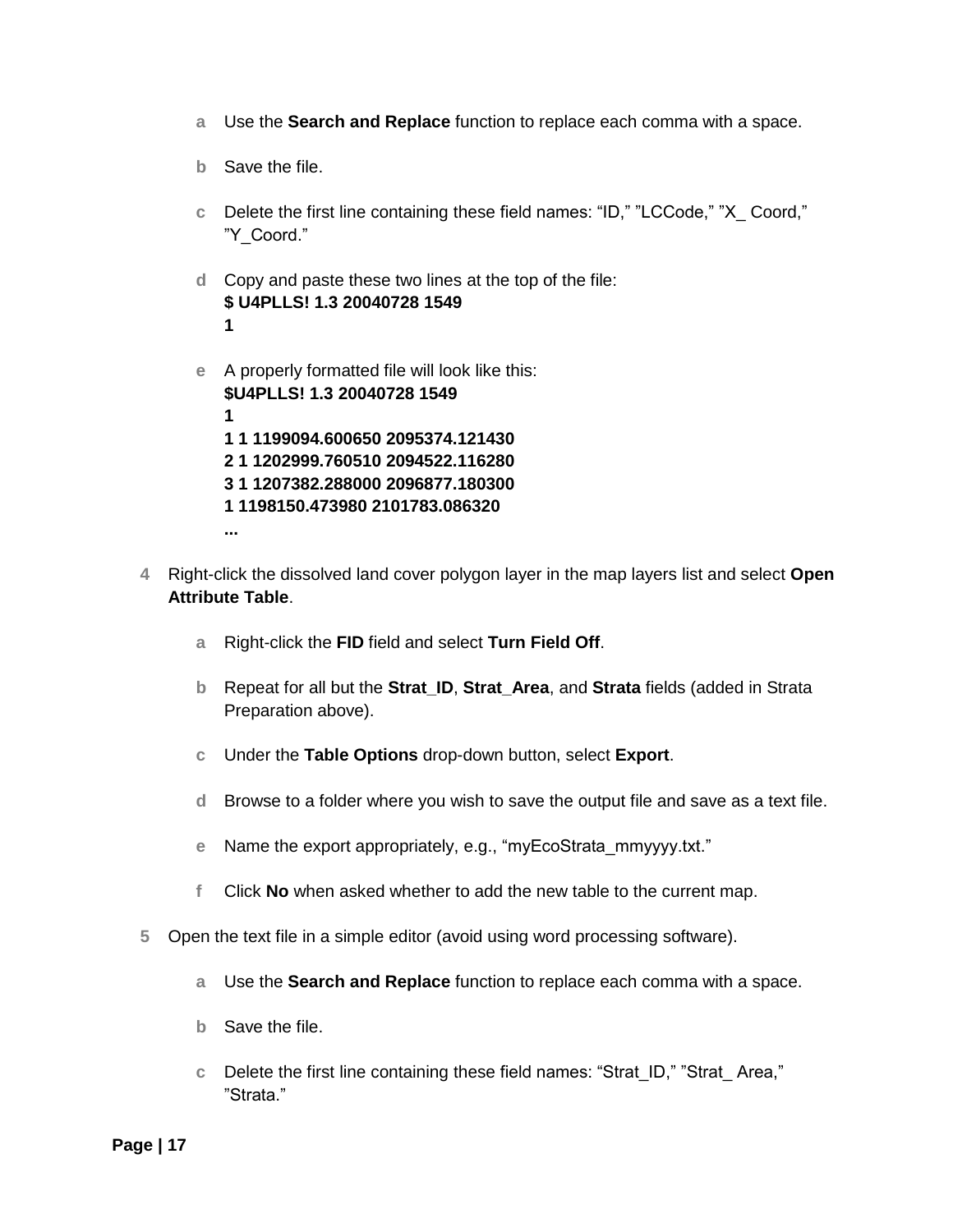- a Use the **Search and Replace** function to replace each comma with a space.
- b Save the file.
- c Delete the first line containing these field names: “ID,” ”LCCode,” ”X_ Coord,” ”Y_Coord.”
- d Copy and paste these two lines at the top of the file:
  **$ U4PLLS! 1.3 20040728 1549**
  **1**
- e A properly formatted file will look like this:
  **$U4PLLS! 1.3 20040728 1549**
  **1**
  **1 1 1199094.600650 2095374.121430**
  **2 1 1202999.760510 2094522.116280**
  **3 1 1207382.288000 2096877.180300**
  **1 1198150.473980 2101783.086320**
  **...**

4 Right-click the dissolved land cover polygon layer in the map layers list and select **Open Attribute Table**.

- a Right-click the **FID** field and select **Turn Field Off**.
- b Repeat for all but the **Strat_ID**, **Strat_Area**, and **Strata** fields (added in Strata Preparation above).
- c Under the **Table Options** drop-down button, select **Export**.
- d Browse to a folder where you wish to save the output file and save as a text file.
- e Name the export appropriately, e.g., “myEcoStrata_mmyyyy.txt.”
- f Click **No** when asked whether to add the new table to the current map.

5 Open the text file in a simple editor (avoid using word processing software).

- a Use the **Search and Replace** function to replace each comma with a space.
- b Save the file.
- c Delete the first line containing these field names: “Strat_ID,” ”Strat_ Area,” ”Strata.”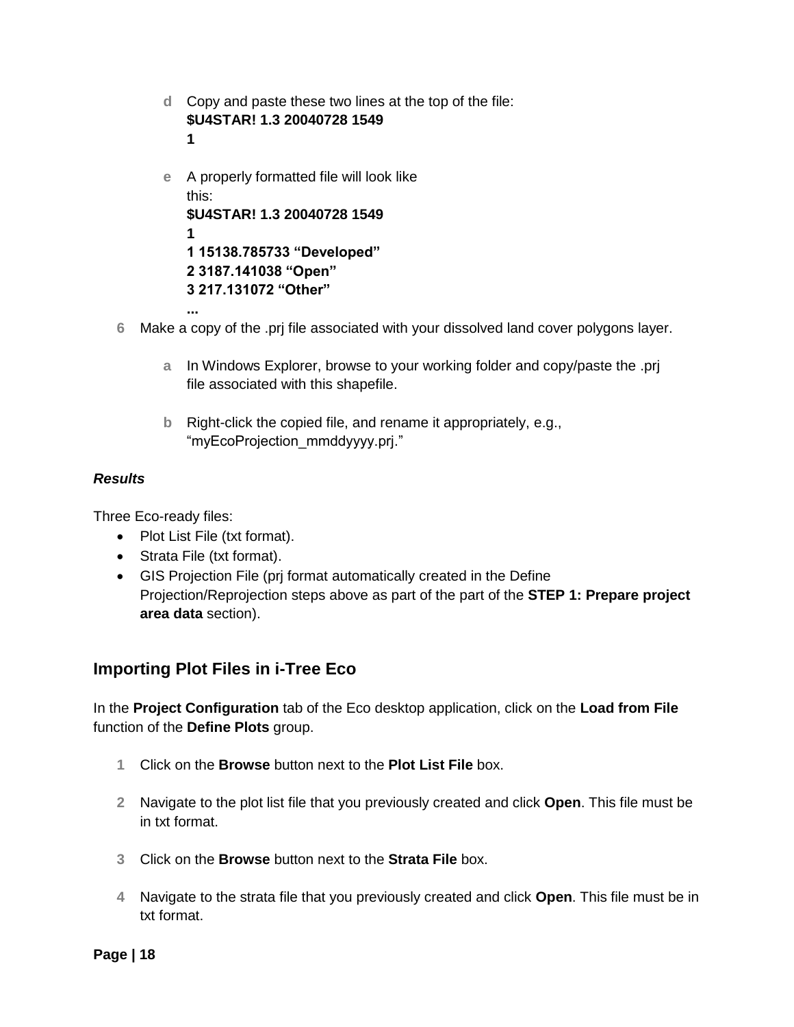d. Copy and paste these two lines at the top of the file:
   **$U4STAR! 1.3 20040728 1549**
   **1**

e. A properly formatted file will look like this:
   **$U4STAR! 1.3 20040728 1549**
   **1**
   **1 15138.785733 "Developed"**
   **2 3187.141038 "Open"**
   **3 217.131072 "Other"**
   **...**

6. Make a copy of the .prj file associated with your dissolved land cover polygons layer.

   a. In Windows Explorer, browse to your working folder and copy/paste the .prj file associated with this shapefile.

   b. Right-click the copied file, and rename it appropriately, e.g., "myEcoProjection_mmddyyyy.prj."

***Results***

Three Eco-ready files:

- Plot List File (txt format).
- Strata File (txt format).
- GIS Projection File (prj format automatically created in the Define Projection/Reprojection steps above as part of the part of the **STEP 1: Prepare project area data** section).

## Importing Plot Files in i-Tree Eco

In the **Project Configuration** tab of the Eco desktop application, click on the **Load from File** function of the **Define Plots** group.

1. Click on the **Browse** button next to the **Plot List File** box.

2. Navigate to the plot list file that you previously created and click **Open**. This file must be in txt format.

3. Click on the **Browse** button next to the **Strata File** box.

4. Navigate to the strata file that you previously created and click **Open**. This file must be in txt format.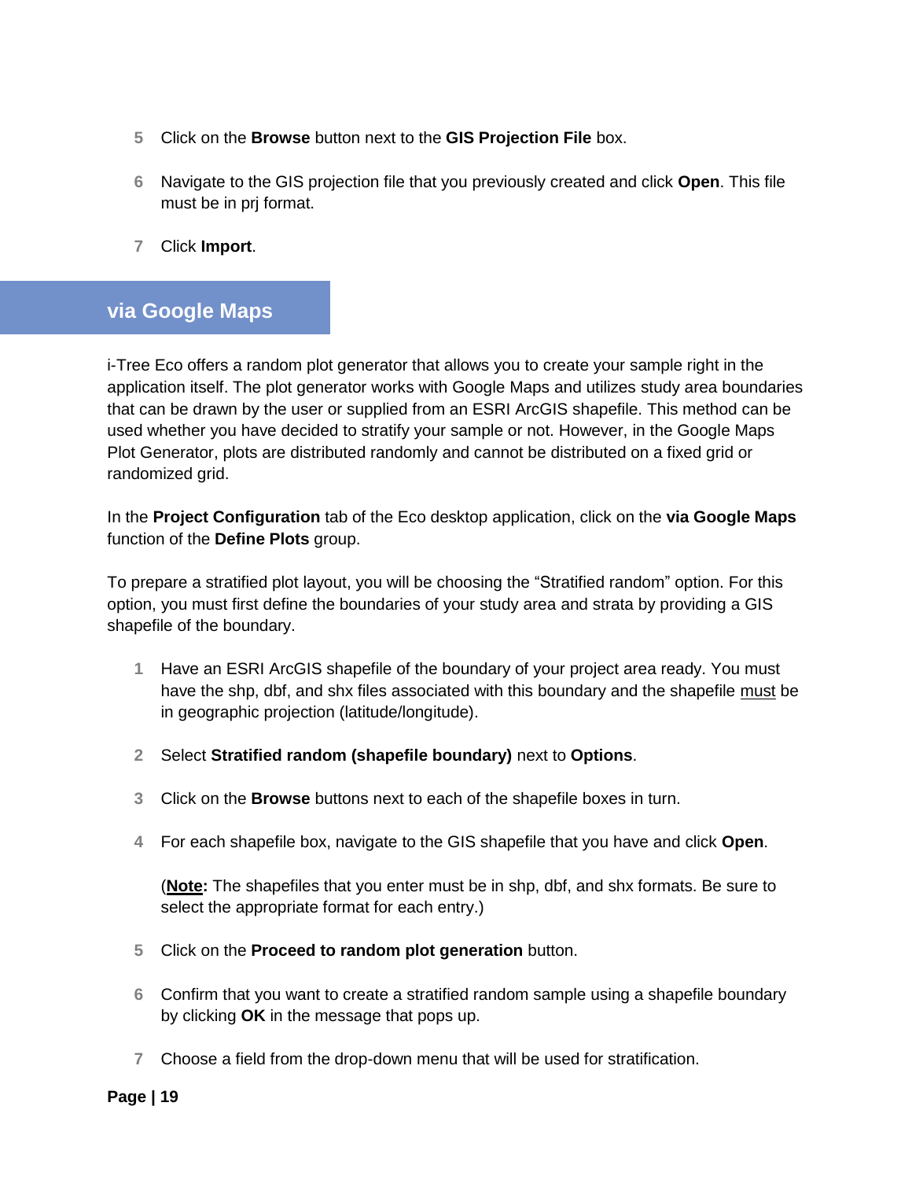5. Click on the **Browse** button next to the **GIS Projection File** box.

6. Navigate to the GIS projection file that you previously created and click **Open**. This file must be in prj format.

7. Click **Import**.

## via Google Maps

i-Tree Eco offers a random plot generator that allows you to create your sample right in the application itself. The plot generator works with Google Maps and utilizes study area boundaries that can be drawn by the user or supplied from an ESRI ArcGIS shapefile. This method can be used whether you have decided to stratify your sample or not. However, in the Google Maps Plot Generator, plots are distributed randomly and cannot be distributed on a fixed grid or randomized grid.

In the **Project Configuration** tab of the Eco desktop application, click on the **via Google Maps** function of the **Define Plots** group.

To prepare a stratified plot layout, you will be choosing the “Stratified random” option. For this option, you must first define the boundaries of your study area and strata by providing a GIS shapefile of the boundary.

1. Have an ESRI ArcGIS shapefile of the boundary of your project area ready. You must have the shp, dbf, and shx files associated with this boundary and the shapefile <u>must</u> be in geographic projection (latitude/longitude).

2. Select **Stratified random (shapefile boundary)** next to **Options**.

3. Click on the **Browse** buttons next to each of the shapefile boxes in turn.

4. For each shapefile box, navigate to the GIS shapefile that you have and click **Open**.

   (**<u>Note</u>:** The shapefiles that you enter must be in shp, dbf, and shx formats. Be sure to select the appropriate format for each entry.)

5. Click on the **Proceed to random plot generation** button.

6. Confirm that you want to create a stratified random sample using a shapefile boundary by clicking **OK** in the message that pops up.

7. Choose a field from the drop-down menu that will be used for stratification.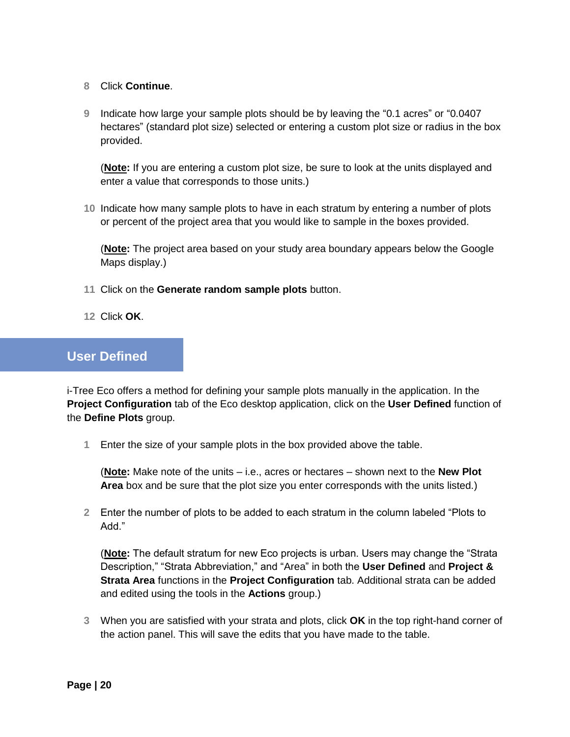8. Click **Continue**.

9. Indicate how large your sample plots should be by leaving the “0.1 acres” or “0.0407 hectares” (standard plot size) selected or entering a custom plot size or radius in the box provided.

   (**Note:** If you are entering a custom plot size, be sure to look at the units displayed and enter a value that corresponds to those units.)

10. Indicate how many sample plots to have in each stratum by entering a number of plots or percent of the project area that you would like to sample in the boxes provided.

    (**Note:** The project area based on your study area boundary appears below the Google Maps display.)

11. Click on the **Generate random sample plots** button.

12. Click **OK**.

## User Defined

i-Tree Eco offers a method for defining your sample plots manually in the application. In the **Project Configuration** tab of the Eco desktop application, click on the **User Defined** function of the **Define Plots** group.

1. Enter the size of your sample plots in the box provided above the table.

   (**Note:** Make note of the units – i.e., acres or hectares – shown next to the **New Plot Area** box and be sure that the plot size you enter corresponds with the units listed.)

2. Enter the number of plots to be added to each stratum in the column labeled “Plots to Add.”

   (**Note:** The default stratum for new Eco projects is urban. Users may change the “Strata Description,” “Strata Abbreviation,” and “Area” in both the **User Defined** and **Project & Strata Area** functions in the **Project Configuration** tab. Additional strata can be added and edited using the tools in the **Actions** group.)

3. When you are satisfied with your strata and plots, click **OK** in the top right-hand corner of the action panel. This will save the edits that you have made to the table.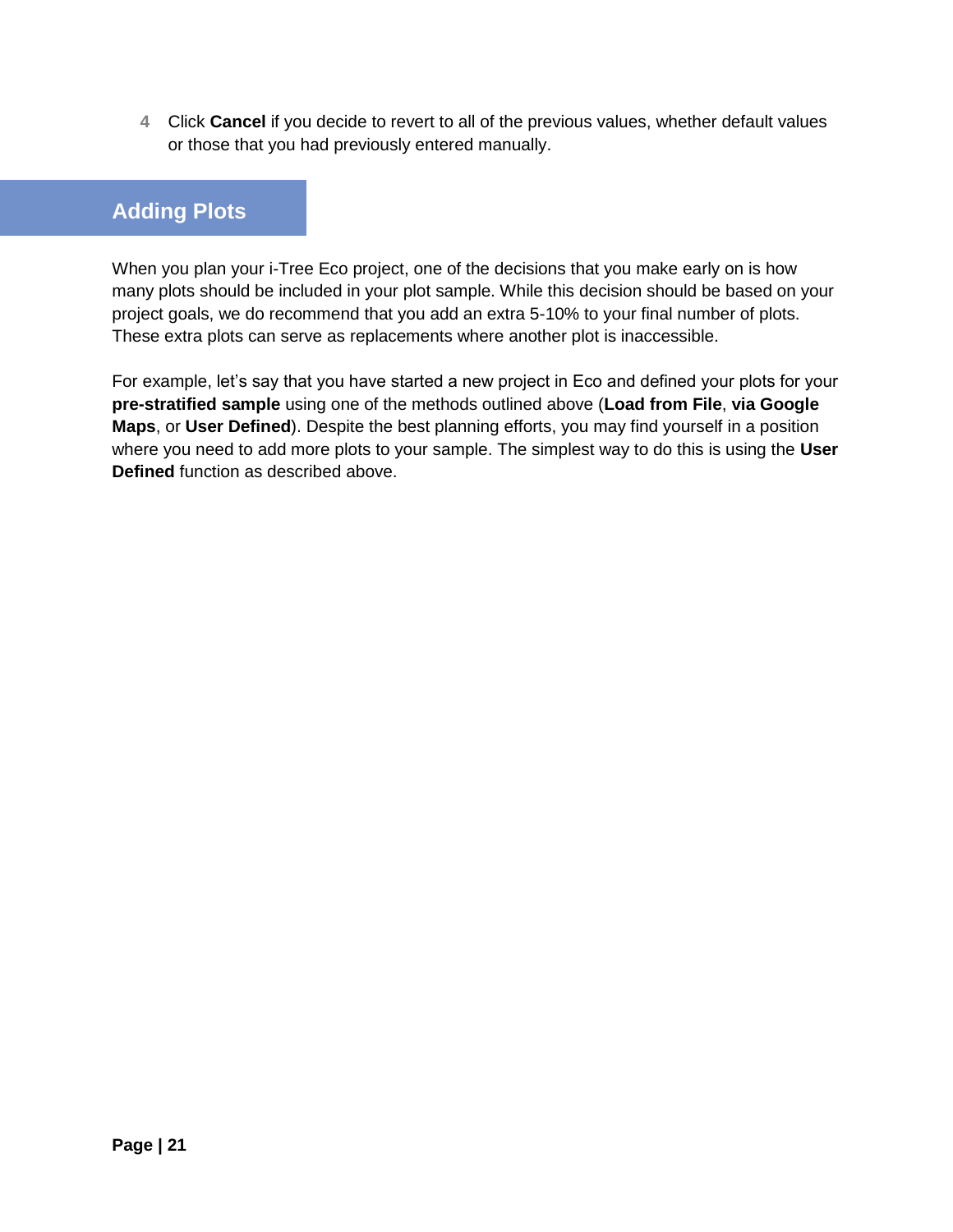4. Click **Cancel** if you decide to revert to all of the previous values, whether default values or those that you had previously entered manually.

## Adding Plots

When you plan your i-Tree Eco project, one of the decisions that you make early on is how many plots should be included in your plot sample. While this decision should be based on your project goals, we do recommend that you add an extra 5-10% to your final number of plots. These extra plots can serve as replacements where another plot is inaccessible.

For example, let's say that you have started a new project in Eco and defined your plots for your **pre-stratified sample** using one of the methods outlined above (**Load from File**, **via Google Maps**, or **User Defined**). Despite the best planning efforts, you may find yourself in a position where you need to add more plots to your sample. The simplest way to do this is using the **User Defined** function as described above.